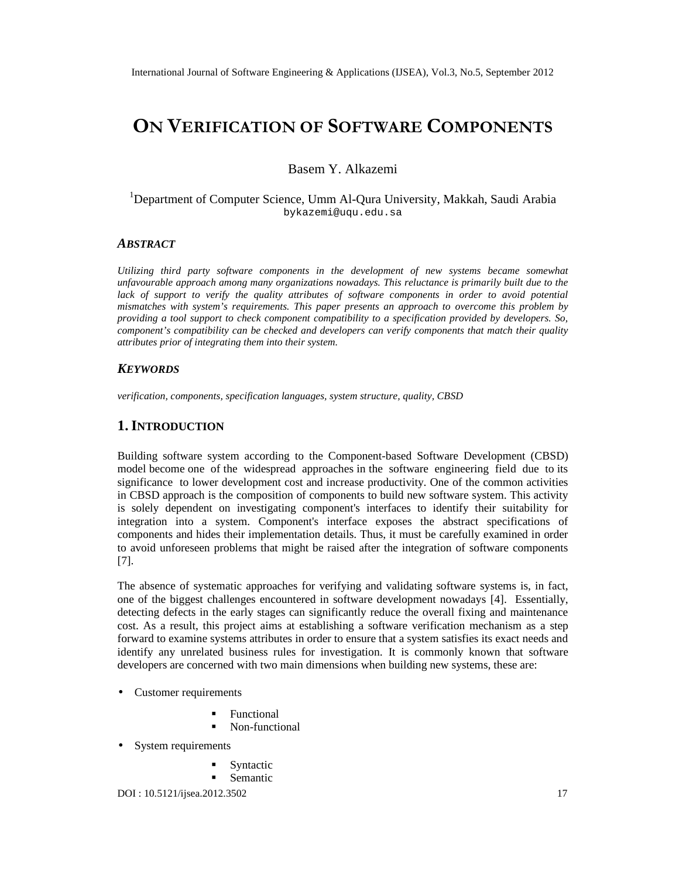# ON VERIFICATION OF SOFTWARE COMPONENTS

Basem Y. Alkazemi

[1]Department of Computer Science, Umm Al-Qura University, Makkah, Saudi Arabia
bykazemi@uqu.edu.sa

## ABSTRACT

*Utilizing third party software components in the development of new systems became somewhat unfavourable approach among many organizations nowadays. This reluctance is primarily built due to the lack of support to verify the quality attributes of software components in order to avoid potential mismatches with system's requirements. This paper presents an approach to overcome this problem by providing a tool support to check component compatibility to a specification provided by developers. So, component's compatibility can be checked and developers can verify components that match their quality attributes prior of integrating them into their system.*

## KEYWORDS

*verification, components, specification languages, system structure, quality, CBSD*

## 1. INTRODUCTION

Building software system according to the Component-based Software Development (CBSD) model become one of the widespread approaches in the software engineering field due to its significance to lower development cost and increase productivity. One of the common activities in CBSD approach is the composition of components to build new software system. This activity is solely dependent on investigating component's interfaces to identify their suitability for integration into a system. Component's interface exposes the abstract specifications of components and hides their implementation details. Thus, it must be carefully examined in order to avoid unforeseen problems that might be raised after the integration of software components [7].

The absence of systematic approaches for verifying and validating software systems is, in fact, one of the biggest challenges encountered in software development nowadays [4]. Essentially, detecting defects in the early stages can significantly reduce the overall fixing and maintenance cost. As a result, this project aims at establishing a software verification mechanism as a step forward to examine systems attributes in order to ensure that a system satisfies its exact needs and identify any unrelated business rules for investigation. It is commonly known that software developers are concerned with two main dimensions when building new systems, these are:

- Customer requirements
  - Functional
  - Non-functional
- System requirements
  - Syntactic
  - Semantic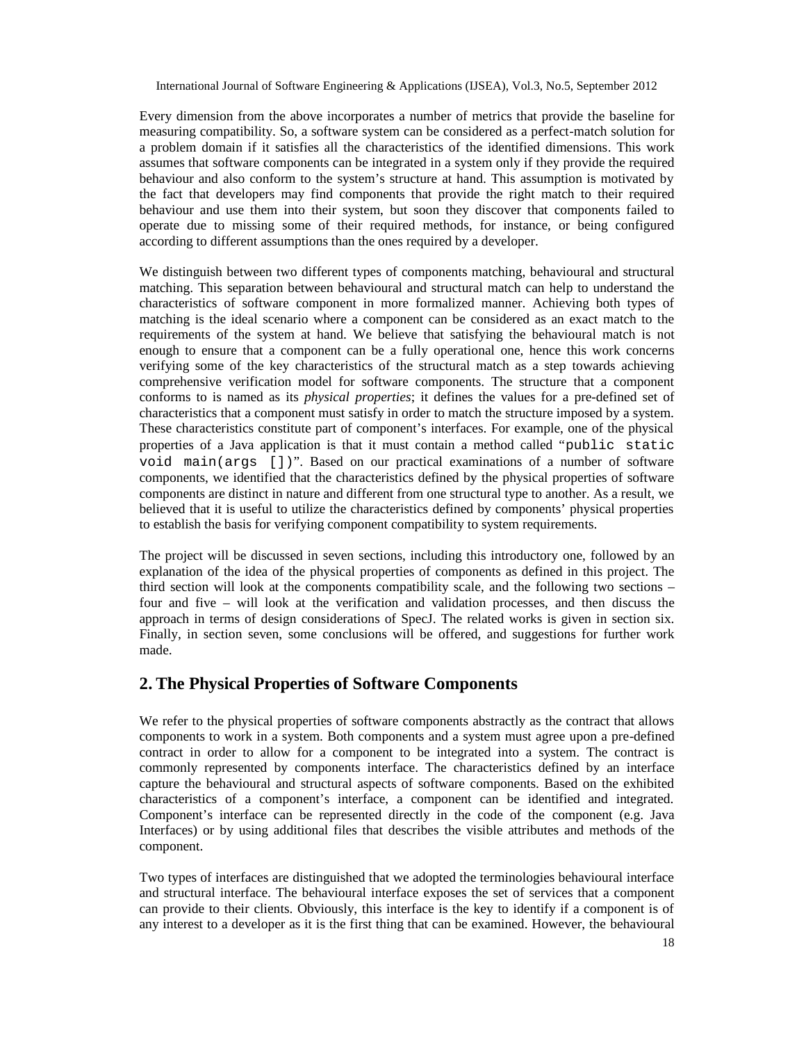Every dimension from the above incorporates a number of metrics that provide the baseline for measuring compatibility. So, a software system can be considered as a perfect-match solution for a problem domain if it satisfies all the characteristics of the identified dimensions. This work assumes that software components can be integrated in a system only if they provide the required behaviour and also conform to the system's structure at hand. This assumption is motivated by the fact that developers may find components that provide the right match to their required behaviour and use them into their system, but soon they discover that components failed to operate due to missing some of their required methods, for instance, or being configured according to different assumptions than the ones required by a developer.

We distinguish between two different types of components matching, behavioural and structural matching. This separation between behavioural and structural match can help to understand the characteristics of software component in more formalized manner. Achieving both types of matching is the ideal scenario where a component can be considered as an exact match to the requirements of the system at hand. We believe that satisfying the behavioural match is not enough to ensure that a component can be a fully operational one, hence this work concerns verifying some of the key characteristics of the structural match as a step towards achieving comprehensive verification model for software components. The structure that a component conforms to is named as its *physical properties*; it defines the values for a pre-defined set of characteristics that a component must satisfy in order to match the structure imposed by a system. These characteristics constitute part of component's interfaces. For example, one of the physical properties of a Java application is that it must contain a method called "`public static void main(args [])`". Based on our practical examinations of a number of software components, we identified that the characteristics defined by the physical properties of software components are distinct in nature and different from one structural type to another. As a result, we believed that it is useful to utilize the characteristics defined by components' physical properties to establish the basis for verifying component compatibility to system requirements.

The project will be discussed in seven sections, including this introductory one, followed by an explanation of the idea of the physical properties of components as defined in this project. The third section will look at the components compatibility scale, and the following two sections – four and five – will look at the verification and validation processes, and then discuss the approach in terms of design considerations of SpecJ. The related works is given in section six. Finally, in section seven, some conclusions will be offered, and suggestions for further work made.

## 2. The Physical Properties of Software Components

We refer to the physical properties of software components abstractly as the contract that allows components to work in a system. Both components and a system must agree upon a pre-defined contract in order to allow for a component to be integrated into a system. The contract is commonly represented by components interface. The characteristics defined by an interface capture the behavioural and structural aspects of software components. Based on the exhibited characteristics of a component's interface, a component can be identified and integrated. Component's interface can be represented directly in the code of the component (e.g. Java Interfaces) or by using additional files that describes the visible attributes and methods of the component.

Two types of interfaces are distinguished that we adopted the terminologies behavioural interface and structural interface. The behavioural interface exposes the set of services that a component can provide to their clients. Obviously, this interface is the key to identify if a component is of any interest to a developer as it is the first thing that can be examined. However, the behavioural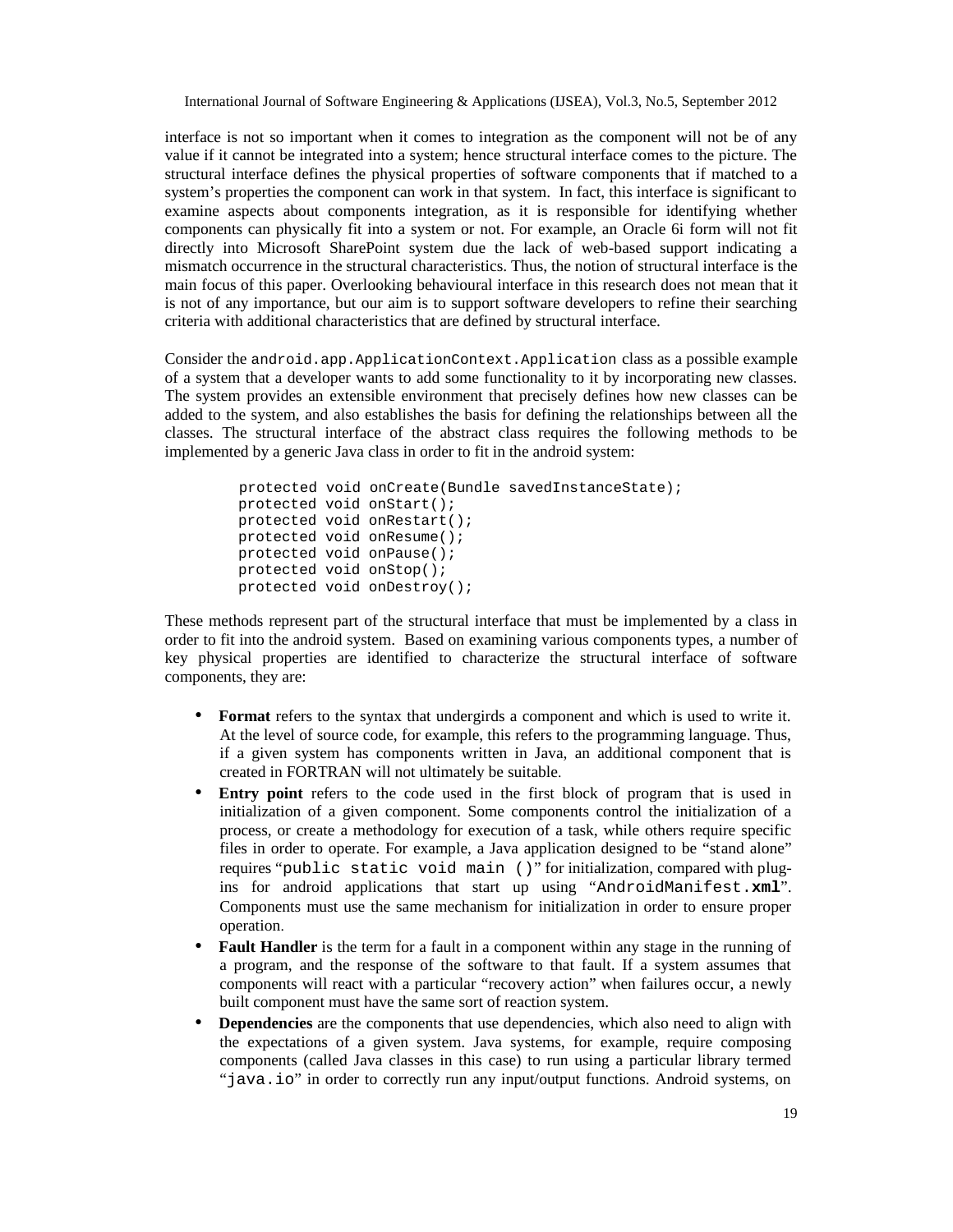interface is not so important when it comes to integration as the component will not be of any value if it cannot be integrated into a system; hence structural interface comes to the picture. The structural interface defines the physical properties of software components that if matched to a system's properties the component can work in that system. In fact, this interface is significant to examine aspects about components integration, as it is responsible for identifying whether components can physically fit into a system or not. For example, an Oracle 6i form will not fit directly into Microsoft SharePoint system due the lack of web-based support indicating a mismatch occurrence in the structural characteristics. Thus, the notion of structural interface is the main focus of this paper. Overlooking behavioural interface in this research does not mean that it is not of any importance, but our aim is to support software developers to refine their searching criteria with additional characteristics that are defined by structural interface.

Consider the `android.app.ApplicationContext.Application` class as a possible example of a system that a developer wants to add some functionality to it by incorporating new classes. The system provides an extensible environment that precisely defines how new classes can be added to the system, and also establishes the basis for defining the relationships between all the classes. The structural interface of the abstract class requires the following methods to be implemented by a generic Java class in order to fit in the android system:

```
protected void onCreate(Bundle savedInstanceState);
protected void onStart();
protected void onRestart();
protected void onResume();
protected void onPause();
protected void onStop();
protected void onDestroy();
```

These methods represent part of the structural interface that must be implemented by a class in order to fit into the android system. Based on examining various components types, a number of key physical properties are identified to characterize the structural interface of software components, they are:

- **Format** refers to the syntax that undergirds a component and which is used to write it. At the level of source code, for example, this refers to the programming language. Thus, if a given system has components written in Java, an additional component that is created in FORTRAN will not ultimately be suitable.
- **Entry point** refers to the code used in the first block of program that is used in initialization of a given component. Some components control the initialization of a process, or create a methodology for execution of a task, while others require specific files in order to operate. For example, a Java application designed to be "stand alone" requires "`public static void main ()`" for initialization, compared with plug-ins for android applications that start up using "`AndroidManifest.xml`". Components must use the same mechanism for initialization in order to ensure proper operation.
- **Fault Handler** is the term for a fault in a component within any stage in the running of a program, and the response of the software to that fault. If a system assumes that components will react with a particular "recovery action" when failures occur, a newly built component must have the same sort of reaction system.
- **Dependencies** are the components that use dependencies, which also need to align with the expectations of a given system. Java systems, for example, require composing components (called Java classes in this case) to run using a particular library termed "`java.io`" in order to correctly run any input/output functions. Android systems, on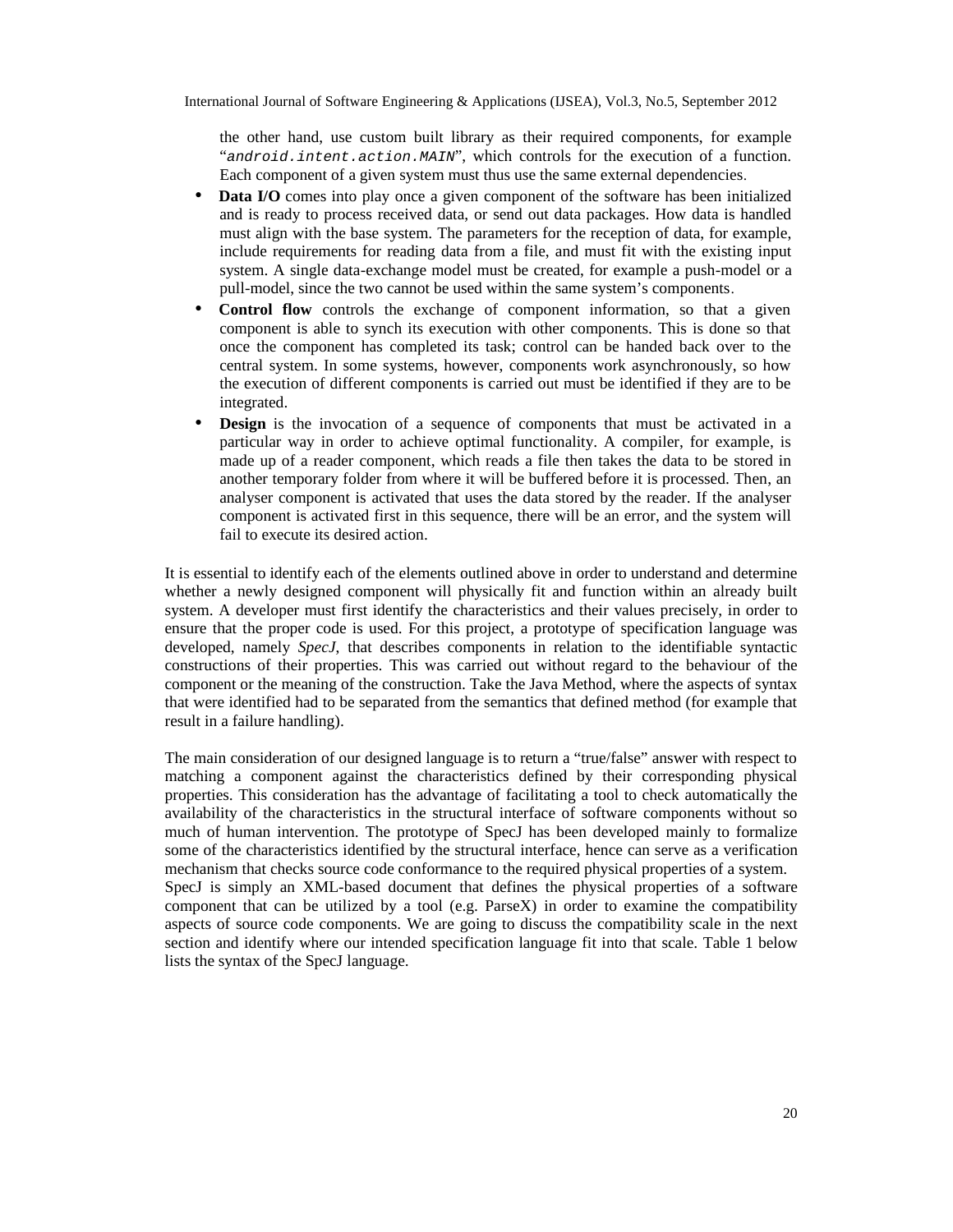the other hand, use custom built library as their required components, for example "`android.intent.action.MAIN`", which controls for the execution of a function. Each component of a given system must thus use the same external dependencies.

- **Data I/O** comes into play once a given component of the software has been initialized and is ready to process received data, or send out data packages. How data is handled must align with the base system. The parameters for the reception of data, for example, include requirements for reading data from a file, and must fit with the existing input system. A single data-exchange model must be created, for example a push-model or a pull-model, since the two cannot be used within the same system's components.
- **Control flow** controls the exchange of component information, so that a given component is able to synch its execution with other components. This is done so that once the component has completed its task; control can be handed back over to the central system. In some systems, however, components work asynchronously, so how the execution of different components is carried out must be identified if they are to be integrated.
- **Design** is the invocation of a sequence of components that must be activated in a particular way in order to achieve optimal functionality. A compiler, for example, is made up of a reader component, which reads a file then takes the data to be stored in another temporary folder from where it will be buffered before it is processed. Then, an analyser component is activated that uses the data stored by the reader. If the analyser component is activated first in this sequence, there will be an error, and the system will fail to execute its desired action.

It is essential to identify each of the elements outlined above in order to understand and determine whether a newly designed component will physically fit and function within an already built system. A developer must first identify the characteristics and their values precisely, in order to ensure that the proper code is used. For this project, a prototype of specification language was developed, namely *SpecJ*, that describes components in relation to the identifiable syntactic constructions of their properties. This was carried out without regard to the behaviour of the component or the meaning of the construction. Take the Java Method, where the aspects of syntax that were identified had to be separated from the semantics that defined method (for example that result in a failure handling).

The main consideration of our designed language is to return a "true/false" answer with respect to matching a component against the characteristics defined by their corresponding physical properties. This consideration has the advantage of facilitating a tool to check automatically the availability of the characteristics in the structural interface of software components without so much of human intervention. The prototype of SpecJ has been developed mainly to formalize some of the characteristics identified by the structural interface, hence can serve as a verification mechanism that checks source code conformance to the required physical properties of a system.
SpecJ is simply an XML-based document that defines the physical properties of a software component that can be utilized by a tool (e.g. ParseX) in order to examine the compatibility aspects of source code components. We are going to discuss the compatibility scale in the next section and identify where our intended specification language fit into that scale. Table 1 below lists the syntax of the SpecJ language.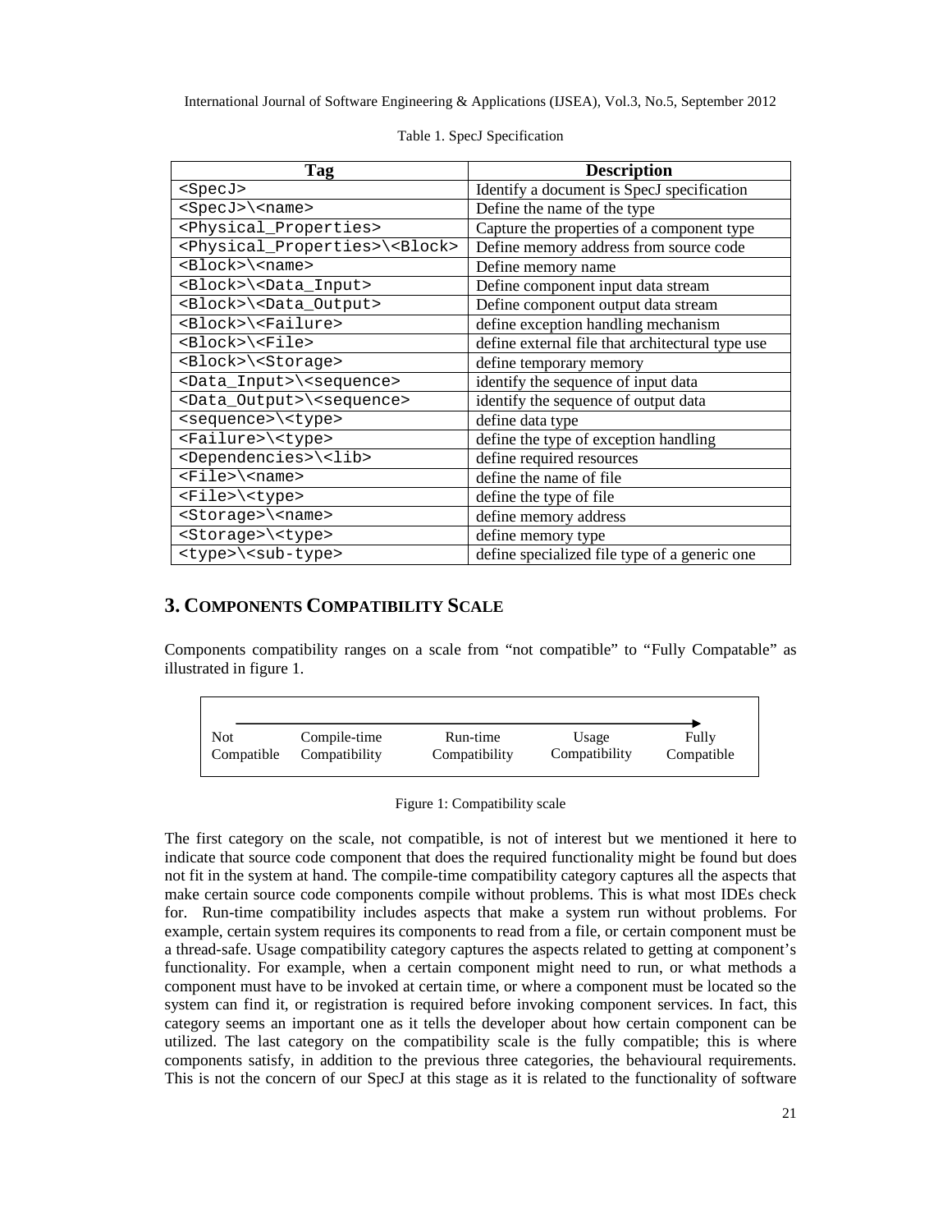Table 1. SpecJ Specification

| Tag | Description |
| --- | --- |
| `<SpecJ>` | Identify a document is SpecJ specification |
| `<SpecJ>\<name>` | Define the name of the type |
| `<Physical_Properties>` | Capture the properties of a component type |
| `<Physical_Properties>\<Block>` | Define memory address from source code |
| `<Block>\<name>` | Define memory name |
| `<Block>\<Data_Input>` | Define component input data stream |
| `<Block>\<Data_Output>` | Define component output data stream |
| `<Block>\<Failure>` | define exception handling mechanism |
| `<Block>\<File>` | define external file that architectural type use |
| `<Block>\<Storage>` | define temporary memory |
| `<Data_Input>\<sequence>` | identify the sequence of input data |
| `<Data_Output>\<sequence>` | identify the sequence of output data |
| `<sequence>\<type>` | define data type |
| `<Failure>\<type>` | define the type of exception handling |
| `<Dependencies>\<lib>` | define required resources |
| `<File>\<name>` | define the name of file |
| `<File>\<type>` | define the type of file |
| `<Storage>\<name>` | define memory address |
| `<Storage>\<type>` | define memory type |
| `<type>\<sub-type>` | define specialized file type of a generic one |

## 3. COMPONENTS COMPATIBILITY SCALE

Components compatibility ranges on a scale from "not compatible" to "Fully Compatable" as illustrated in figure 1.

| Not Compatible | Compile-time Compatibility | Run-time Compatibility | Usage Compatibility | Fully Compatible |
| --- | --- | --- | --- | --- |

Figure 1: Compatibility scale

The first category on the scale, not compatible, is not of interest but we mentioned it here to indicate that source code component that does the required functionality might be found but does not fit in the system at hand. The compile-time compatibility category captures all the aspects that make certain source code components compile without problems. This is what most IDEs check for. Run-time compatibility includes aspects that make a system run without problems. For example, certain system requires its components to read from a file, or certain component must be a thread-safe. Usage compatibility category captures the aspects related to getting at component's functionality. For example, when a certain component might need to run, or what methods a component must have to be invoked at certain time, or where a component must be located so the system can find it, or registration is required before invoking component services. In fact, this category seems an important one as it tells the developer about how certain component can be utilized. The last category on the compatibility scale is the fully compatible; this is where components satisfy, in addition to the previous three categories, the behavioural requirements. This is not the concern of our SpecJ at this stage as it is related to the functionality of software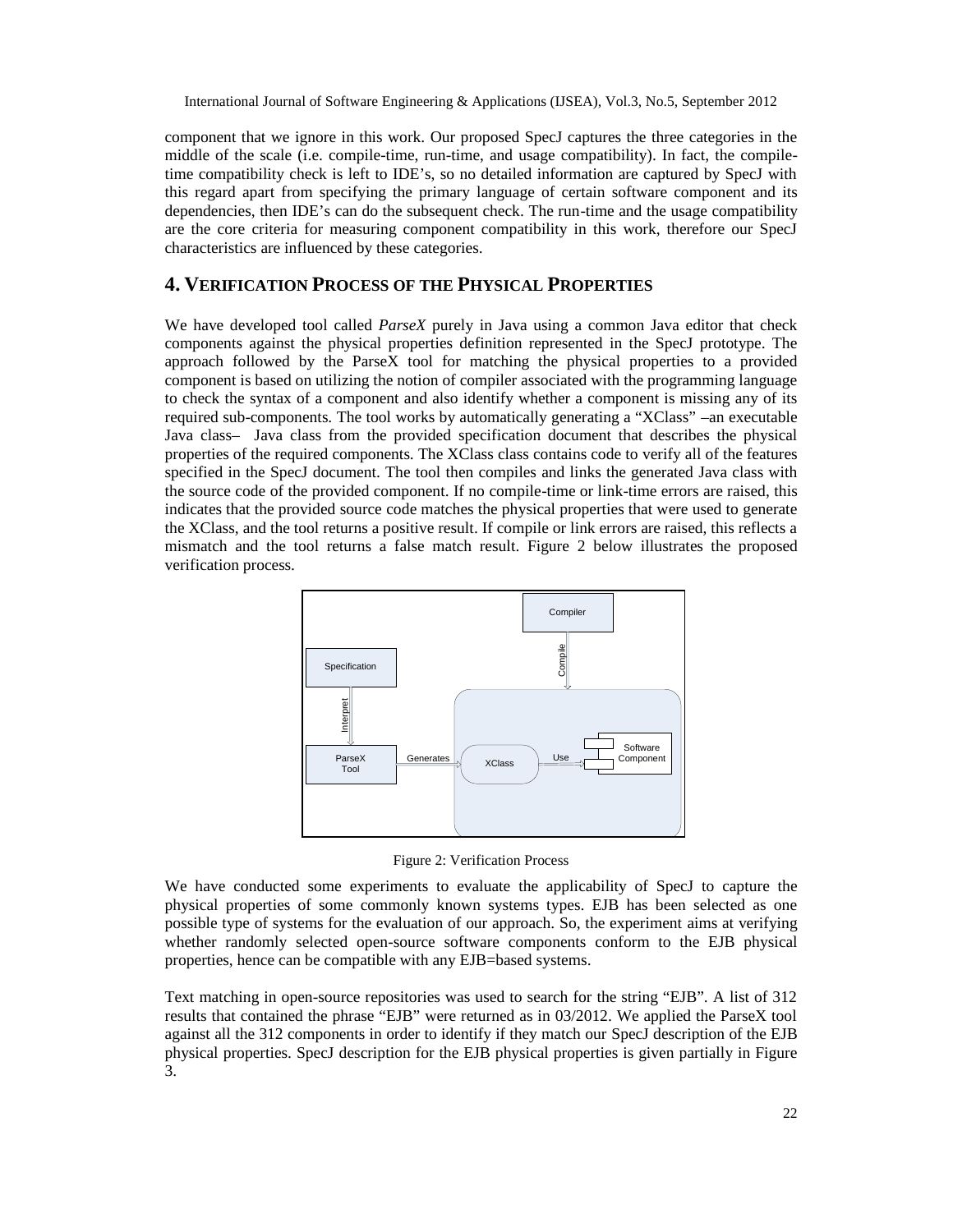component that we ignore in this work. Our proposed SpecJ captures the three categories in the middle of the scale (i.e. compile-time, run-time, and usage compatibility). In fact, the compile-time compatibility check is left to IDE's, so no detailed information are captured by SpecJ with this regard apart from specifying the primary language of certain software component and its dependencies, then IDE's can do the subsequent check. The run-time and the usage compatibility are the core criteria for measuring component compatibility in this work, therefore our SpecJ characteristics are influenced by these categories.

## 4. VERIFICATION PROCESS OF THE PHYSICAL PROPERTIES

We have developed tool called *ParseX* purely in Java using a common Java editor that check components against the physical properties definition represented in the SpecJ prototype. The approach followed by the ParseX tool for matching the physical properties to a provided component is based on utilizing the notion of compiler associated with the programming language to check the syntax of a component and also identify whether a component is missing any of its required sub-components. The tool works by automatically generating a "XClass" –an executable Java class– Java class from the provided specification document that describes the physical properties of the required components. The XClass class contains code to verify all of the features specified in the SpecJ document. The tool then compiles and links the generated Java class with the source code of the provided component. If no compile-time or link-time errors are raised, this indicates that the provided source code matches the physical properties that were used to generate the XClass, and the tool returns a positive result. If compile or link errors are raised, this reflects a mismatch and the tool returns a false match result. Figure 2 below illustrates the proposed verification process.

Compiler

Compile

Specification

Interpret

ParseX Tool

Generates

XClass

Use

Software Component

Figure 2: Verification Process

We have conducted some experiments to evaluate the applicability of SpecJ to capture the physical properties of some commonly known systems types. EJB has been selected as one possible type of systems for the evaluation of our approach. So, the experiment aims at verifying whether randomly selected open-source software components conform to the EJB physical properties, hence can be compatible with any EJB=based systems.

Text matching in open-source repositories was used to search for the string "EJB". A list of 312 results that contained the phrase "EJB" were returned as in 03/2012. We applied the ParseX tool against all the 312 components in order to identify if they match our SpecJ description of the EJB physical properties. SpecJ description for the EJB physical properties is given partially in Figure 3.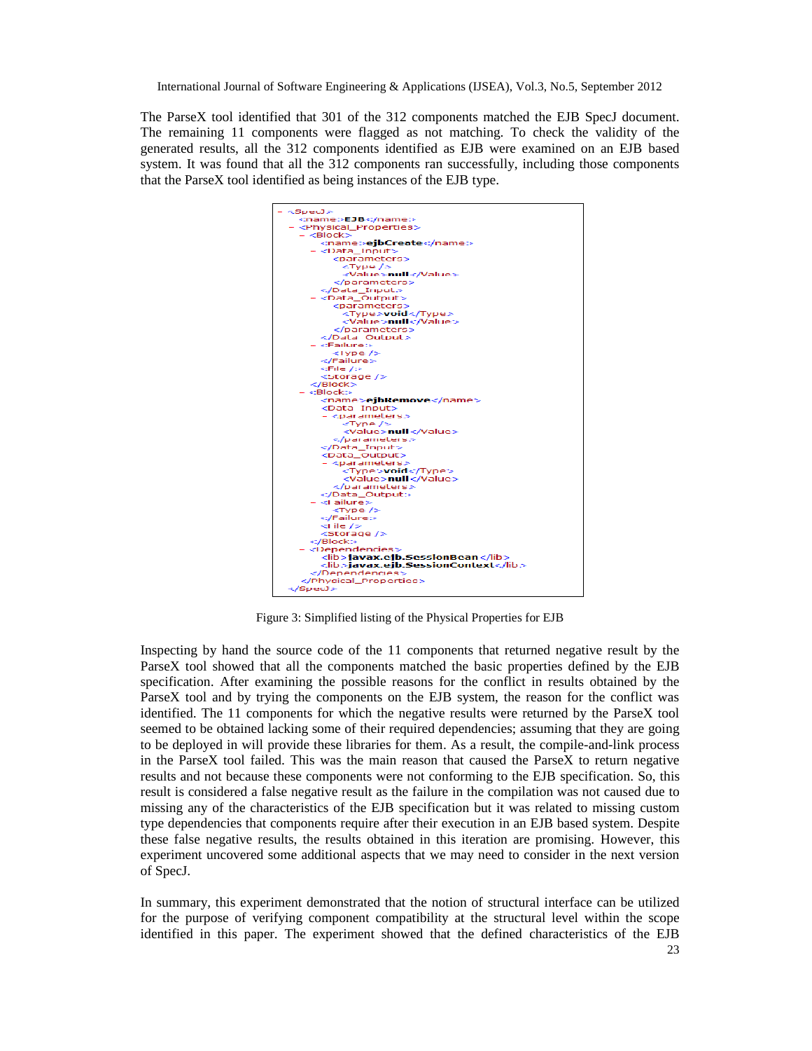The ParseX tool identified that 301 of the 312 components matched the EJB SpecJ document. The remaining 11 components were flagged as not matching. To check the validity of the generated results, all the 312 components identified as EJB were examined on an EJB based system. It was found that all the 312 components ran successfully, including those components that the ParseX tool identified as being instances of the EJB type.

```
- <SpecJ>
    <name>EJB</name>
  - <Physical_Properties>
    - <Block>
        <name>ejbCreate</name>
      - <Data_Input>
          <parameters>
            <Type />
            <Value>null</Value>
          </parameters>
        </Data_Input>
      - <Data_Output>
          <parameters>
            <Type>void</Type>
            <Value>null</Value>
          </parameters>
        </Data_Output>
      - <Failure>
          <Type />
        </Failure>
        <File />
        <Storage />
      </Block>
    - <Block>
        <name>ejbRemove</name>
        <Data_Input>
        - <parameters>
            <Type />
            <Value>null</Value>
          </parameters>
        </Data_Input>
        <Data_Output>
        - <parameters>
            <Type>void</Type>
            <Value>null</Value>
          </parameters>
        </Data_Output>
      - <Failure>
          <Type />
        </Failure>
        <File />
        <Storage />
      </Block>
    - <Dependencies>
        <lib>javax.ejb.SessionBean</lib>
        <lib>javax.ejb.SessionContext</lib>
      </Dependencies>
    </Physical_Properties>
  </SpecJ>
```

Figure 3: Simplified listing of the Physical Properties for EJB

Inspecting by hand the source code of the 11 components that returned negative result by the ParseX tool showed that all the components matched the basic properties defined by the EJB specification. After examining the possible reasons for the conflict in results obtained by the ParseX tool and by trying the components on the EJB system, the reason for the conflict was identified. The 11 components for which the negative results were returned by the ParseX tool seemed to be obtained lacking some of their required dependencies; assuming that they are going to be deployed in will provide these libraries for them. As a result, the compile-and-link process in the ParseX tool failed. This was the main reason that caused the ParseX to return negative results and not because these components were not conforming to the EJB specification. So, this result is considered a false negative result as the failure in the compilation was not caused due to missing any of the characteristics of the EJB specification but it was related to missing custom type dependencies that components require after their execution in an EJB based system. Despite these false negative results, the results obtained in this iteration are promising. However, this experiment uncovered some additional aspects that we may need to consider in the next version of SpecJ.

In summary, this experiment demonstrated that the notion of structural interface can be utilized for the purpose of verifying component compatibility at the structural level within the scope identified in this paper. The experiment showed that the defined characteristics of the EJB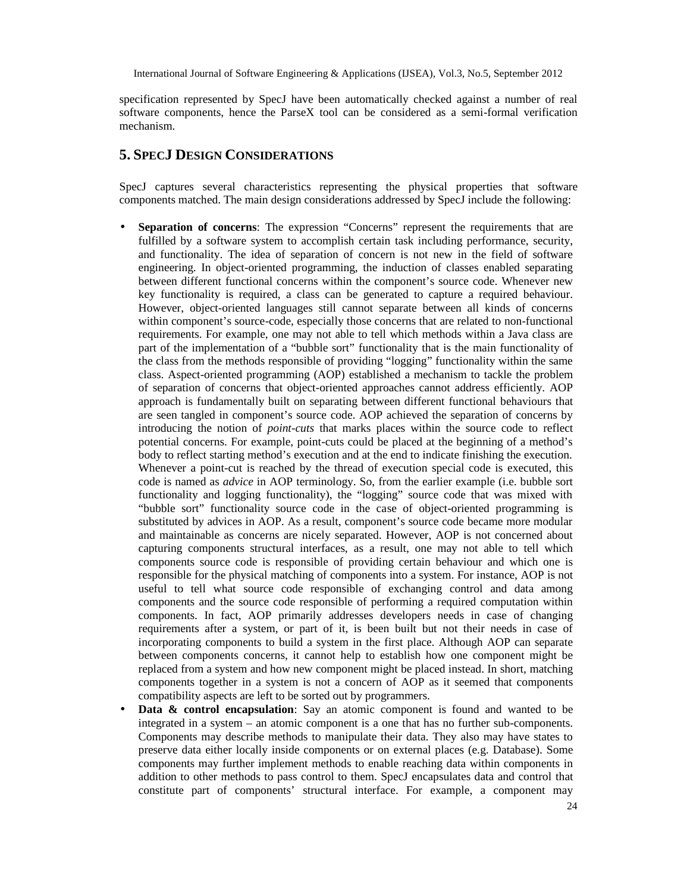specification represented by SpecJ have been automatically checked against a number of real software components, hence the ParseX tool can be considered as a semi-formal verification mechanism.

## 5. SpecJ Design Considerations

SpecJ captures several characteristics representing the physical properties that software components matched. The main design considerations addressed by SpecJ include the following:

- **Separation of concerns**: The expression "Concerns" represent the requirements that are fulfilled by a software system to accomplish certain task including performance, security, and functionality. The idea of separation of concern is not new in the field of software engineering. In object-oriented programming, the induction of classes enabled separating between different functional concerns within the component's source code. Whenever new key functionality is required, a class can be generated to capture a required behaviour. However, object-oriented languages still cannot separate between all kinds of concerns within component's source-code, especially those concerns that are related to non-functional requirements. For example, one may not able to tell which methods within a Java class are part of the implementation of a "bubble sort" functionality that is the main functionality of the class from the methods responsible of providing "logging" functionality within the same class. Aspect-oriented programming (AOP) established a mechanism to tackle the problem of separation of concerns that object-oriented approaches cannot address efficiently. AOP approach is fundamentally built on separating between different functional behaviours that are seen tangled in component's source code. AOP achieved the separation of concerns by introducing the notion of *point-cuts* that marks places within the source code to reflect potential concerns. For example, point-cuts could be placed at the beginning of a method's body to reflect starting method's execution and at the end to indicate finishing the execution. Whenever a point-cut is reached by the thread of execution special code is executed, this code is named as *advice* in AOP terminology. So, from the earlier example (i.e. bubble sort functionality and logging functionality), the "logging" source code that was mixed with "bubble sort" functionality source code in the case of object-oriented programming is substituted by advices in AOP. As a result, component's source code became more modular and maintainable as concerns are nicely separated. However, AOP is not concerned about capturing components structural interfaces, as a result, one may not able to tell which components source code is responsible of providing certain behaviour and which one is responsible for the physical matching of components into a system. For instance, AOP is not useful to tell what source code responsible of exchanging control and data among components and the source code responsible of performing a required computation within components. In fact, AOP primarily addresses developers needs in case of changing requirements after a system, or part of it, is been built but not their needs in case of incorporating components to build a system in the first place. Although AOP can separate between components concerns, it cannot help to establish how one component might be replaced from a system and how new component might be placed instead. In short, matching components together in a system is not a concern of AOP as it seemed that components compatibility aspects are left to be sorted out by programmers.
- **Data & control encapsulation**: Say an atomic component is found and wanted to be integrated in a system – an atomic component is a one that has no further sub-components. Components may describe methods to manipulate their data. They also may have states to preserve data either locally inside components or on external places (e.g. Database). Some components may further implement methods to enable reaching data within components in addition to other methods to pass control to them. SpecJ encapsulates data and control that constitute part of components' structural interface. For example, a component may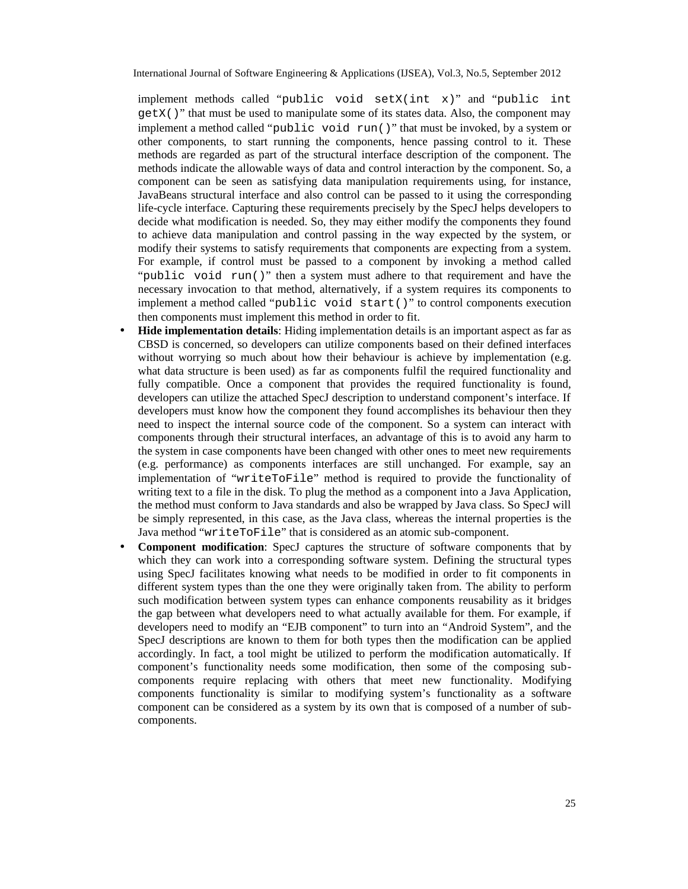implement methods called "`public void setX(int x)`" and "`public int getX()`" that must be used to manipulate some of its states data. Also, the component may implement a method called "`public void run()`" that must be invoked, by a system or other components, to start running the components, hence passing control to it. These methods are regarded as part of the structural interface description of the component. The methods indicate the allowable ways of data and control interaction by the component. So, a component can be seen as satisfying data manipulation requirements using, for instance, JavaBeans structural interface and also control can be passed to it using the corresponding life-cycle interface. Capturing these requirements precisely by the SpecJ helps developers to decide what modification is needed. So, they may either modify the components they found to achieve data manipulation and control passing in the way expected by the system, or modify their systems to satisfy requirements that components are expecting from a system. For example, if control must be passed to a component by invoking a method called "`public void run()`" then a system must adhere to that requirement and have the necessary invocation to that method, alternatively, if a system requires its components to implement a method called "`public void start()`" to control components execution then components must implement this method in order to fit.

- **Hide implementation details**: Hiding implementation details is an important aspect as far as CBSD is concerned, so developers can utilize components based on their defined interfaces without worrying so much about how their behaviour is achieve by implementation (e.g. what data structure is been used) as far as components fulfil the required functionality and fully compatible. Once a component that provides the required functionality is found, developers can utilize the attached SpecJ description to understand component's interface. If developers must know how the component they found accomplishes its behaviour then they need to inspect the internal source code of the component. So a system can interact with components through their structural interfaces, an advantage of this is to avoid any harm to the system in case components have been changed with other ones to meet new requirements (e.g. performance) as components interfaces are still unchanged. For example, say an implementation of "`writeToFile`" method is required to provide the functionality of writing text to a file in the disk. To plug the method as a component into a Java Application, the method must conform to Java standards and also be wrapped by Java class. So SpecJ will be simply represented, in this case, as the Java class, whereas the internal properties is the Java method "`writeToFile`" that is considered as an atomic sub-component.
- **Component modification**: SpecJ captures the structure of software components that by which they can work into a corresponding software system. Defining the structural types using SpecJ facilitates knowing what needs to be modified in order to fit components in different system types than the one they were originally taken from. The ability to perform such modification between system types can enhance components reusability as it bridges the gap between what developers need to what actually available for them. For example, if developers need to modify an "EJB component" to turn into an "Android System", and the SpecJ descriptions are known to them for both types then the modification can be applied accordingly. In fact, a tool might be utilized to perform the modification automatically. If component's functionality needs some modification, then some of the composing sub-components require replacing with others that meet new functionality. Modifying components functionality is similar to modifying system's functionality as a software component can be considered as a system by its own that is composed of a number of sub-components.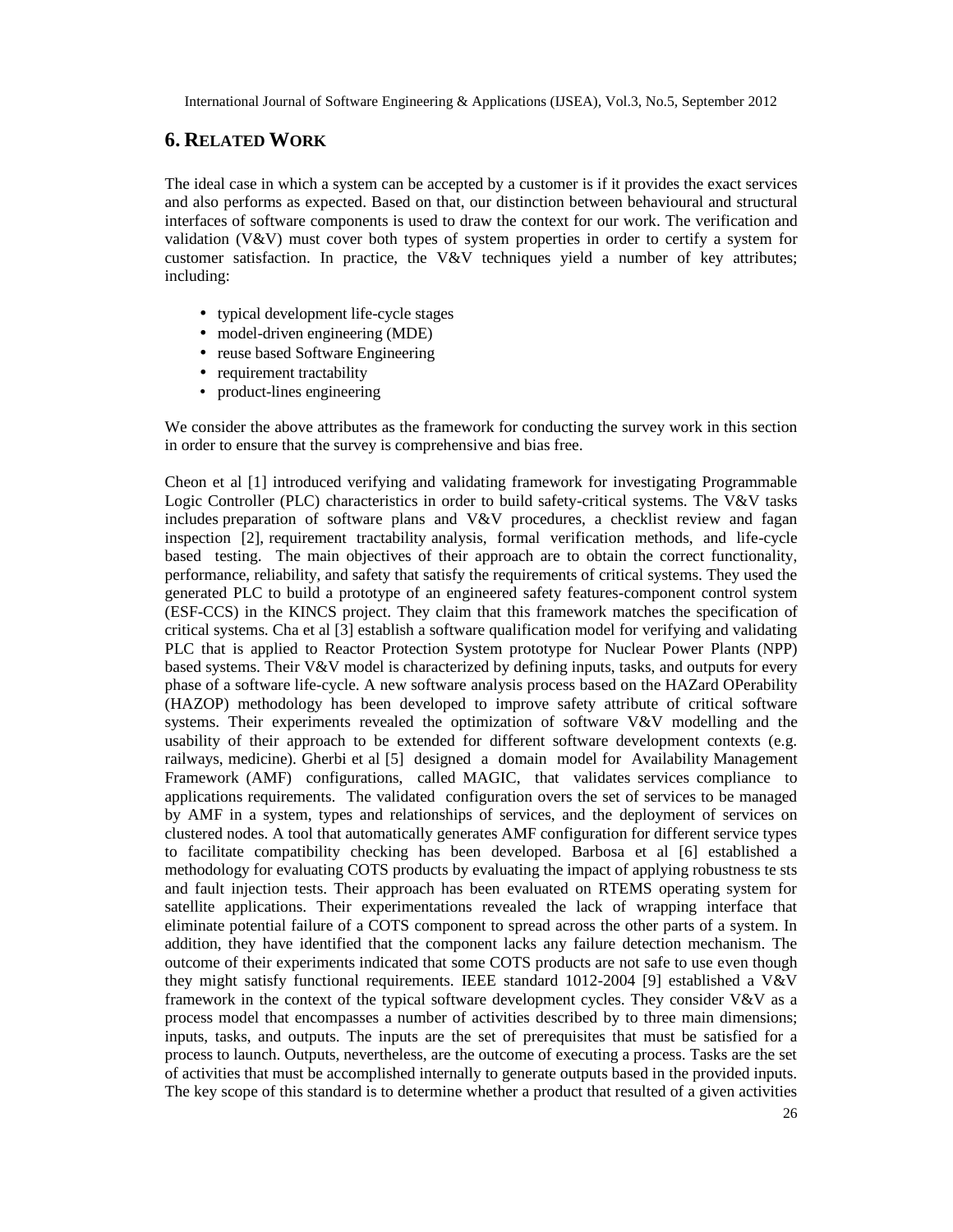## 6. RELATED WORK

The ideal case in which a system can be accepted by a customer is if it provides the exact services and also performs as expected. Based on that, our distinction between behavioural and structural interfaces of software components is used to draw the context for our work. The verification and validation (V&V) must cover both types of system properties in order to certify a system for customer satisfaction. In practice, the V&V techniques yield a number of key attributes; including:

- typical development life-cycle stages
- model-driven engineering (MDE)
- reuse based Software Engineering
- requirement tractability
- product-lines engineering

We consider the above attributes as the framework for conducting the survey work in this section in order to ensure that the survey is comprehensive and bias free.

Cheon et al [1] introduced verifying and validating framework for investigating Programmable Logic Controller (PLC) characteristics in order to build safety-critical systems. The V&V tasks includes preparation of software plans and V&V procedures, a checklist review and fagan inspection [2], requirement tractability analysis, formal verification methods, and life-cycle based testing. The main objectives of their approach are to obtain the correct functionality, performance, reliability, and safety that satisfy the requirements of critical systems. They used the generated PLC to build a prototype of an engineered safety features-component control system (ESF-CCS) in the KINCS project. They claim that this framework matches the specification of critical systems. Cha et al [3] establish a software qualification model for verifying and validating PLC that is applied to Reactor Protection System prototype for Nuclear Power Plants (NPP) based systems. Their V&V model is characterized by defining inputs, tasks, and outputs for every phase of a software life-cycle. A new software analysis process based on the HAZard OPerability (HAZOP) methodology has been developed to improve safety attribute of critical software systems. Their experiments revealed the optimization of software V&V modelling and the usability of their approach to be extended for different software development contexts (e.g. railways, medicine). Gherbi et al [5] designed a domain model for Availability Management Framework (AMF) configurations, called MAGIC, that validates services compliance to applications requirements. The validated configuration overs the set of services to be managed by AMF in a system, types and relationships of services, and the deployment of services on clustered nodes. A tool that automatically generates AMF configuration for different service types to facilitate compatibility checking has been developed. Barbosa et al [6] established a methodology for evaluating COTS products by evaluating the impact of applying robustness te sts and fault injection tests. Their approach has been evaluated on RTEMS operating system for satellite applications. Their experimentations revealed the lack of wrapping interface that eliminate potential failure of a COTS component to spread across the other parts of a system. In addition, they have identified that the component lacks any failure detection mechanism. The outcome of their experiments indicated that some COTS products are not safe to use even though they might satisfy functional requirements. IEEE standard 1012-2004 [9] established a V&V framework in the context of the typical software development cycles. They consider V&V as a process model that encompasses a number of activities described by to three main dimensions; inputs, tasks, and outputs. The inputs are the set of prerequisites that must be satisfied for a process to launch. Outputs, nevertheless, are the outcome of executing a process. Tasks are the set of activities that must be accomplished internally to generate outputs based in the provided inputs. The key scope of this standard is to determine whether a product that resulted of a given activities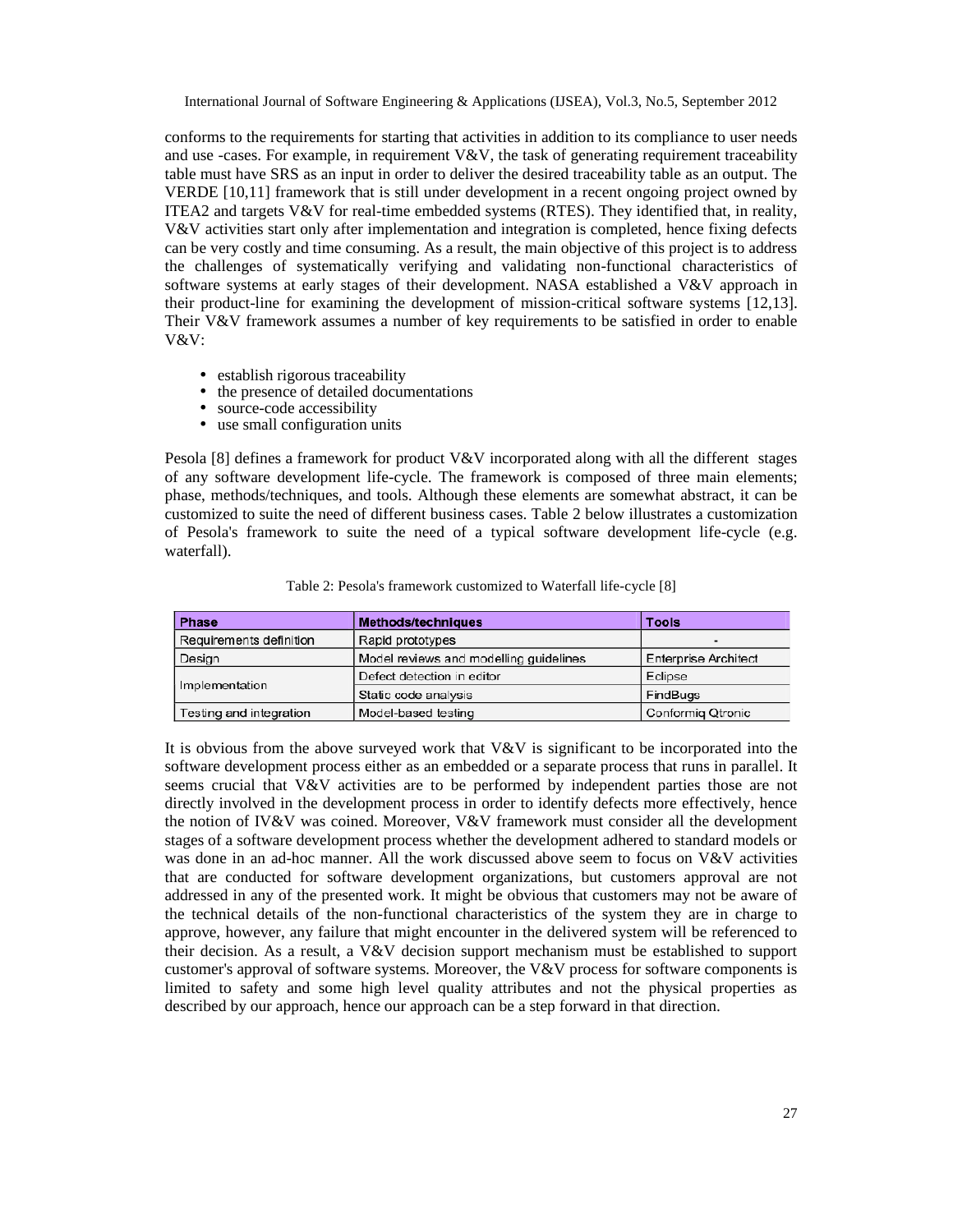conforms to the requirements for starting that activities in addition to its compliance to user needs and use -cases. For example, in requirement V&V, the task of generating requirement traceability table must have SRS as an input in order to deliver the desired traceability table as an output. The VERDE [10,11] framework that is still under development in a recent ongoing project owned by ITEA2 and targets V&V for real-time embedded systems (RTES). They identified that, in reality, V&V activities start only after implementation and integration is completed, hence fixing defects can be very costly and time consuming. As a result, the main objective of this project is to address the challenges of systematically verifying and validating non-functional characteristics of software systems at early stages of their development. NASA established a V&V approach in their product-line for examining the development of mission-critical software systems [12,13]. Their V&V framework assumes a number of key requirements to be satisfied in order to enable V&V:

- establish rigorous traceability
- the presence of detailed documentations
- source-code accessibility
- use small configuration units

Pesola [8] defines a framework for product V&V incorporated along with all the different stages of any software development life-cycle. The framework is composed of three main elements; phase, methods/techniques, and tools. Although these elements are somewhat abstract, it can be customized to suite the need of different business cases. Table 2 below illustrates a customization of Pesola's framework to suite the need of a typical software development life-cycle (e.g. waterfall).

Table 2: Pesola's framework customized to Waterfall life-cycle [8]

| Phase | Methods/techniques | Tools |
|---|---|---|
| Requirements definition | Rapid prototypes | - |
| Design | Model reviews and modelling guidelines | Enterprise Architect |
| Implementation | Defect detection in editor | Eclipse |
| | Static code analysis | FindBugs |
| Testing and integration | Model-based testing | Conformiq Qtronic |

It is obvious from the above surveyed work that V&V is significant to be incorporated into the software development process either as an embedded or a separate process that runs in parallel. It seems crucial that V&V activities are to be performed by independent parties those are not directly involved in the development process in order to identify defects more effectively, hence the notion of IV&V was coined. Moreover, V&V framework must consider all the development stages of a software development process whether the development adhered to standard models or was done in an ad-hoc manner. All the work discussed above seem to focus on V&V activities that are conducted for software development organizations, but customers approval are not addressed in any of the presented work. It might be obvious that customers may not be aware of the technical details of the non-functional characteristics of the system they are in charge to approve, however, any failure that might encounter in the delivered system will be referenced to their decision. As a result, a V&V decision support mechanism must be established to support customer's approval of software systems. Moreover, the V&V process for software components is limited to safety and some high level quality attributes and not the physical properties as described by our approach, hence our approach can be a step forward in that direction.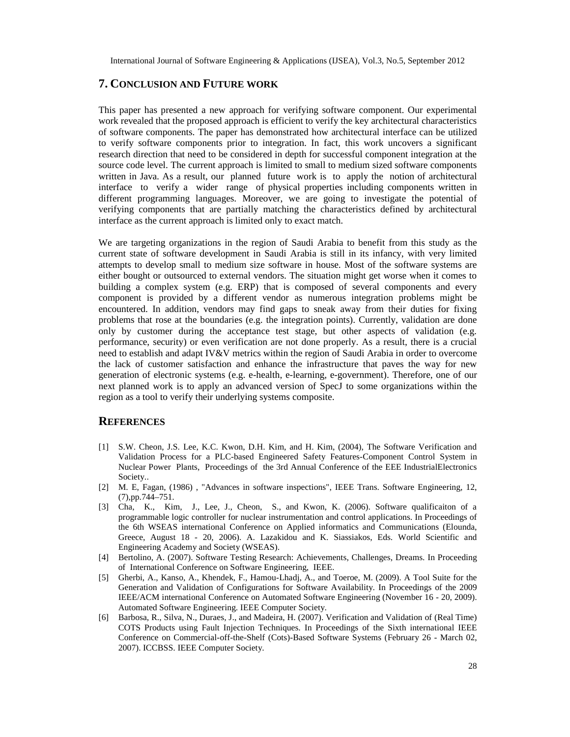## 7. Conclusion and Future work

This paper has presented a new approach for verifying software component. Our experimental work revealed that the proposed approach is efficient to verify the key architectural characteristics of software components. The paper has demonstrated how architectural interface can be utilized to verify software components prior to integration. In fact, this work uncovers a significant research direction that need to be considered in depth for successful component integration at the source code level. The current approach is limited to small to medium sized software components written in Java. As a result, our planned future work is to apply the notion of architectural interface to verify a wider range of physical properties including components written in different programming languages. Moreover, we are going to investigate the potential of verifying components that are partially matching the characteristics defined by architectural interface as the current approach is limited only to exact match.

We are targeting organizations in the region of Saudi Arabia to benefit from this study as the current state of software development in Saudi Arabia is still in its infancy, with very limited attempts to develop small to medium size software in house. Most of the software systems are either bought or outsourced to external vendors. The situation might get worse when it comes to building a complex system (e.g. ERP) that is composed of several components and every component is provided by a different vendor as numerous integration problems might be encountered. In addition, vendors may find gaps to sneak away from their duties for fixing problems that rose at the boundaries (e.g. the integration points). Currently, validation are done only by customer during the acceptance test stage, but other aspects of validation (e.g. performance, security) or even verification are not done properly. As a result, there is a crucial need to establish and adapt IV&V metrics within the region of Saudi Arabia in order to overcome the lack of customer satisfaction and enhance the infrastructure that paves the way for new generation of electronic systems (e.g. e-health, e-learning, e-government). Therefore, one of our next planned work is to apply an advanced version of SpecJ to some organizations within the region as a tool to verify their underlying systems composite.

## References

[1] S.W. Cheon, J.S. Lee, K.C. Kwon, D.H. Kim, and H. Kim, (2004), The Software Verification and Validation Process for a PLC-based Engineered Safety Features-Component Control System in Nuclear Power Plants, Proceedings of the 3rd Annual Conference of the EEE IndustrialElectronics Society..

[2] M. E, Fagan, (1986) , "Advances in software inspections", IEEE Trans. Software Engineering, 12, (7),pp.744–751.

[3] Cha, K., Kim, J., Lee, J., Cheon, S., and Kwon, K. (2006). Software qualificaiton of a programmable logic controller for nuclear instrumentation and control applications. In Proceedings of the 6th WSEAS international Conference on Applied informatics and Communications (Elounda, Greece, August 18 - 20, 2006). A. Lazakidou and K. Siassiakos, Eds. World Scientific and Engineering Academy and Society (WSEAS).

[4] Bertolino, A. (2007). Software Testing Research: Achievements, Challenges, Dreams. In Proceeding of International Conference on Software Engineering, IEEE.

[5] Gherbi, A., Kanso, A., Khendek, F., Hamou-Lhadj, A., and Toeroe, M. (2009). A Tool Suite for the Generation and Validation of Configurations for Software Availability. In Proceedings of the 2009 IEEE/ACM international Conference on Automated Software Engineering (November 16 - 20, 2009). Automated Software Engineering. IEEE Computer Society.

[6] Barbosa, R., Silva, N., Duraes, J., and Madeira, H. (2007). Verification and Validation of (Real Time) COTS Products using Fault Injection Techniques. In Proceedings of the Sixth international IEEE Conference on Commercial-off-the-Shelf (Cots)-Based Software Systems (February 26 - March 02, 2007). ICCBSS. IEEE Computer Society.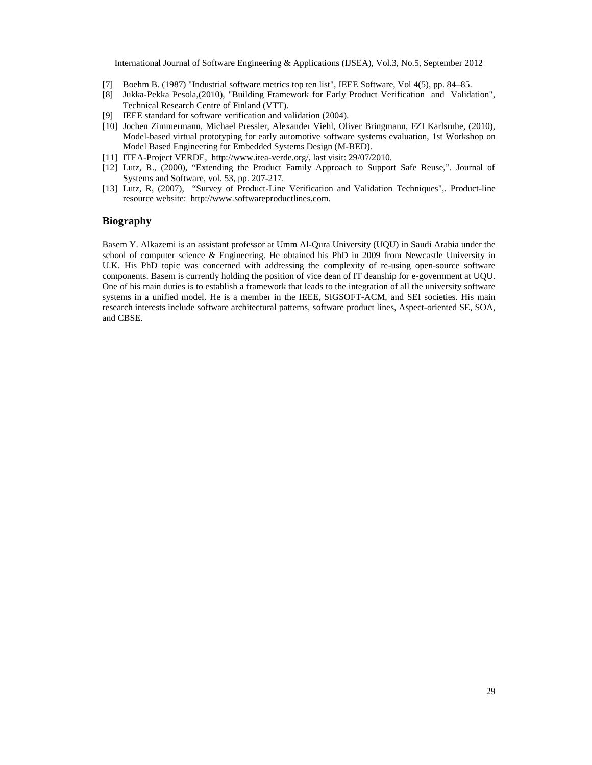[7] Boehm B. (1987) "Industrial software metrics top ten list", IEEE Software, Vol 4(5), pp. 84–85.

[8] Jukka-Pekka Pesola,(2010), "Building Framework for Early Product Verification and Validation", Technical Research Centre of Finland (VTT).

[9] IEEE standard for software verification and validation (2004).

[10] Jochen Zimmermann, Michael Pressler, Alexander Viehl, Oliver Bringmann, FZI Karlsruhe, (2010), Model-based virtual prototyping for early automotive software systems evaluation, 1st Workshop on Model Based Engineering for Embedded Systems Design (M-BED).

[11] ITEA-Project VERDE, http://www.itea-verde.org/, last visit: 29/07/2010.

[12] Lutz, R., (2000), "Extending the Product Family Approach to Support Safe Reuse,". Journal of Systems and Software, vol. 53, pp. 207-217.

[13] Lutz, R, (2007), "Survey of Product-Line Verification and Validation Techniques",. Product-line resource website: http://www.softwareproductlines.com.

## Biography

Basem Y. Alkazemi is an assistant professor at Umm Al-Qura University (UQU) in Saudi Arabia under the school of computer science & Engineering. He obtained his PhD in 2009 from Newcastle University in U.K. His PhD topic was concerned with addressing the complexity of re-using open-source software components. Basem is currently holding the position of vice dean of IT deanship for e-government at UQU. One of his main duties is to establish a framework that leads to the integration of all the university software systems in a unified model. He is a member in the IEEE, SIGSOFT-ACM, and SEI societies. His main research interests include software architectural patterns, software product lines, Aspect-oriented SE, SOA, and CBSE.